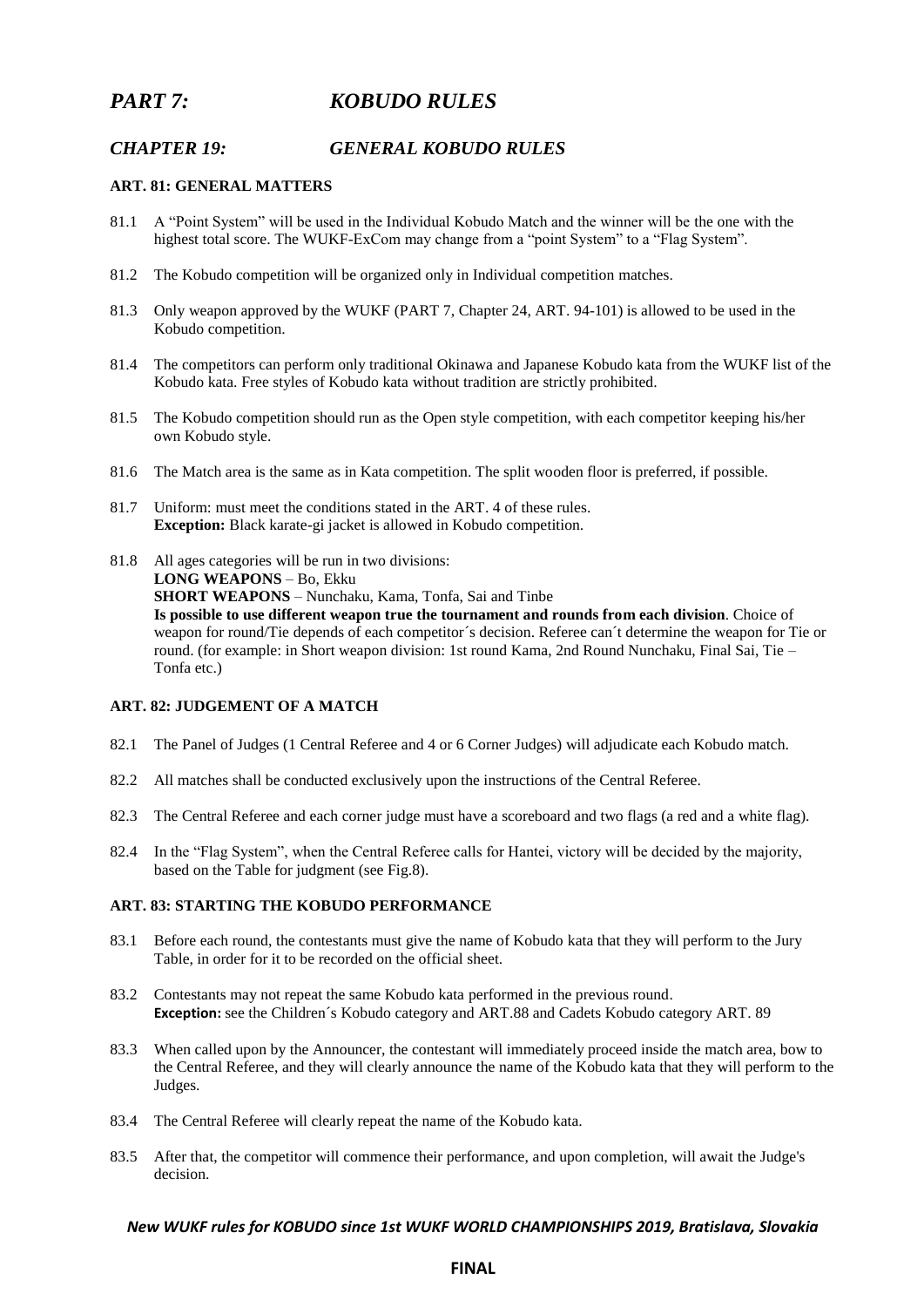# *PART 7: KOBUDO RULES*

## *CHAPTER 19: GENERAL KOBUDO RULES*

### ART. 81: GENERAL MATTERS

81.1 A "Point System" will be used in the Individual Kobudo Match and the winner will be the one with the highest total score. The WUKF-ExCom may change from a "point System" to a "Flag System".

81.2 The Kobudo competition will be organized only in Individual competition matches.

81.3 Only weapon approved by the WUKF (PART 7, Chapter 24, ART. 94-101) is allowed to be used in the Kobudo competition.

81.4 The competitors can perform only traditional Okinawa and Japanese Kobudo kata from the WUKF list of the Kobudo kata. Free styles of Kobudo kata without tradition are strictly prohibited.

81.5 The Kobudo competition should run as the Open style competition, with each competitor keeping his/her own Kobudo style.

81.6 The Match area is the same as in Kata competition. The split wooden floor is preferred, if possible.

81.7 Uniform: must meet the conditions stated in the ART. 4 of these rules.
**Exception:** Black karate-gi jacket is allowed in Kobudo competition.

81.8 All ages categories will be run in two divisions:
**LONG WEAPONS** – Bo, Ekku
**SHORT WEAPONS** – Nunchaku, Kama, Tonfa, Sai and Tinbe
**Is possible to use different weapon true the tournament and rounds from each division**. Choice of weapon for round/Tie depends of each competitor´s decision. Referee can´t determine the weapon for Tie or round. (for example: in Short weapon division: 1st round Kama, 2nd Round Nunchaku, Final Sai, Tie – Tonfa etc.)

### ART. 82: JUDGEMENT OF A MATCH

82.1 The Panel of Judges (1 Central Referee and 4 or 6 Corner Judges) will adjudicate each Kobudo match.

82.2 All matches shall be conducted exclusively upon the instructions of the Central Referee.

82.3 The Central Referee and each corner judge must have a scoreboard and two flags (a red and a white flag).

82.4 In the "Flag System", when the Central Referee calls for Hantei, victory will be decided by the majority, based on the Table for judgment (see Fig.8).

### ART. 83: STARTING THE KOBUDO PERFORMANCE

83.1 Before each round, the contestants must give the name of Kobudo kata that they will perform to the Jury Table, in order for it to be recorded on the official sheet.

83.2 Contestants may not repeat the same Kobudo kata performed in the previous round.
**Exception:** see the Children´s Kobudo category and ART.88 and Cadets Kobudo category ART. 89

83.3 When called upon by the Announcer, the contestant will immediately proceed inside the match area, bow to the Central Referee, and they will clearly announce the name of the Kobudo kata that they will perform to the Judges.

83.4 The Central Referee will clearly repeat the name of the Kobudo kata.

83.5 After that, the competitor will commence their performance, and upon completion, will await the Judge's decision.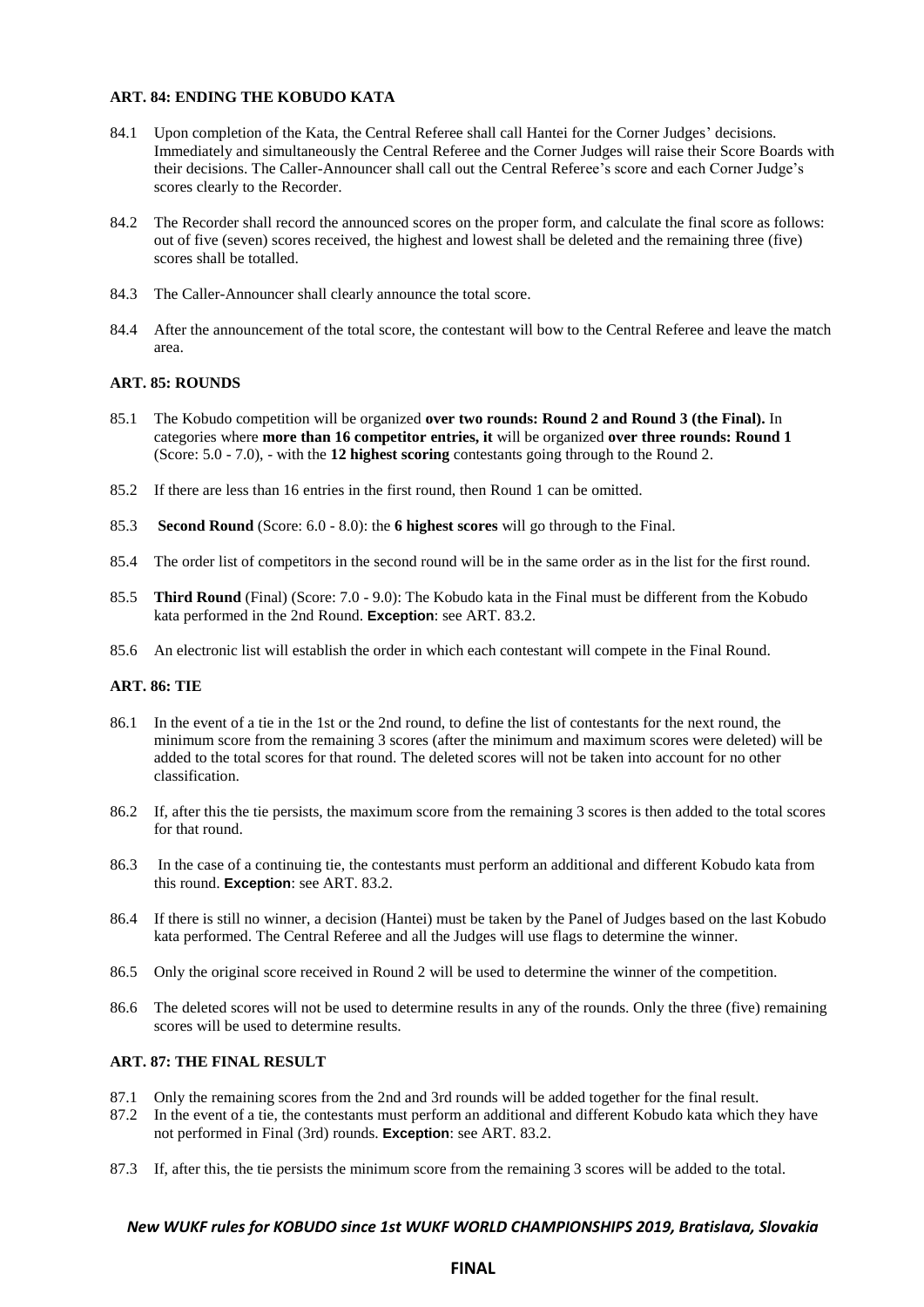**ART. 84: ENDING THE KOBUDO KATA**

84.1 Upon completion of the Kata, the Central Referee shall call Hantei for the Corner Judges' decisions. Immediately and simultaneously the Central Referee and the Corner Judges will raise their Score Boards with their decisions. The Caller-Announcer shall call out the Central Referee's score and each Corner Judge's scores clearly to the Recorder.

84.2 The Recorder shall record the announced scores on the proper form, and calculate the final score as follows: out of five (seven) scores received, the highest and lowest shall be deleted and the remaining three (five) scores shall be totalled.

84.3 The Caller-Announcer shall clearly announce the total score.

84.4 After the announcement of the total score, the contestant will bow to the Central Referee and leave the match area.

**ART. 85: ROUNDS**

85.1 The Kobudo competition will be organized **over two rounds: Round 2 and Round 3 (the Final).** In categories where **more than 16 competitor entries, it** will be organized **over three rounds: Round 1** (Score: 5.0 - 7.0), - with the **12 highest scoring** contestants going through to the Round 2.

85.2 If there are less than 16 entries in the first round, then Round 1 can be omitted.

85.3 **Second Round** (Score: 6.0 - 8.0): the **6 highest scores** will go through to the Final.

85.4 The order list of competitors in the second round will be in the same order as in the list for the first round.

85.5 **Third Round** (Final) (Score: 7.0 - 9.0): The Kobudo kata in the Final must be different from the Kobudo kata performed in the 2nd Round. **Exception**: see ART. 83.2.

85.6 An electronic list will establish the order in which each contestant will compete in the Final Round.

**ART. 86: TIE**

86.1 In the event of a tie in the 1st or the 2nd round, to define the list of contestants for the next round, the minimum score from the remaining 3 scores (after the minimum and maximum scores were deleted) will be added to the total scores for that round. The deleted scores will not be taken into account for no other classification.

86.2 If, after this the tie persists, the maximum score from the remaining 3 scores is then added to the total scores for that round.

86.3 In the case of a continuing tie, the contestants must perform an additional and different Kobudo kata from this round. **Exception**: see ART. 83.2.

86.4 If there is still no winner, a decision (Hantei) must be taken by the Panel of Judges based on the last Kobudo kata performed. The Central Referee and all the Judges will use flags to determine the winner.

86.5 Only the original score received in Round 2 will be used to determine the winner of the competition.

86.6 The deleted scores will not be used to determine results in any of the rounds. Only the three (five) remaining scores will be used to determine results.

**ART. 87: THE FINAL RESULT**

87.1 Only the remaining scores from the 2nd and 3rd rounds will be added together for the final result.

87.2 In the event of a tie, the contestants must perform an additional and different Kobudo kata which they have not performed in Final (3rd) rounds. **Exception**: see ART. 83.2.

87.3 If, after this, the tie persists the minimum score from the remaining 3 scores will be added to the total.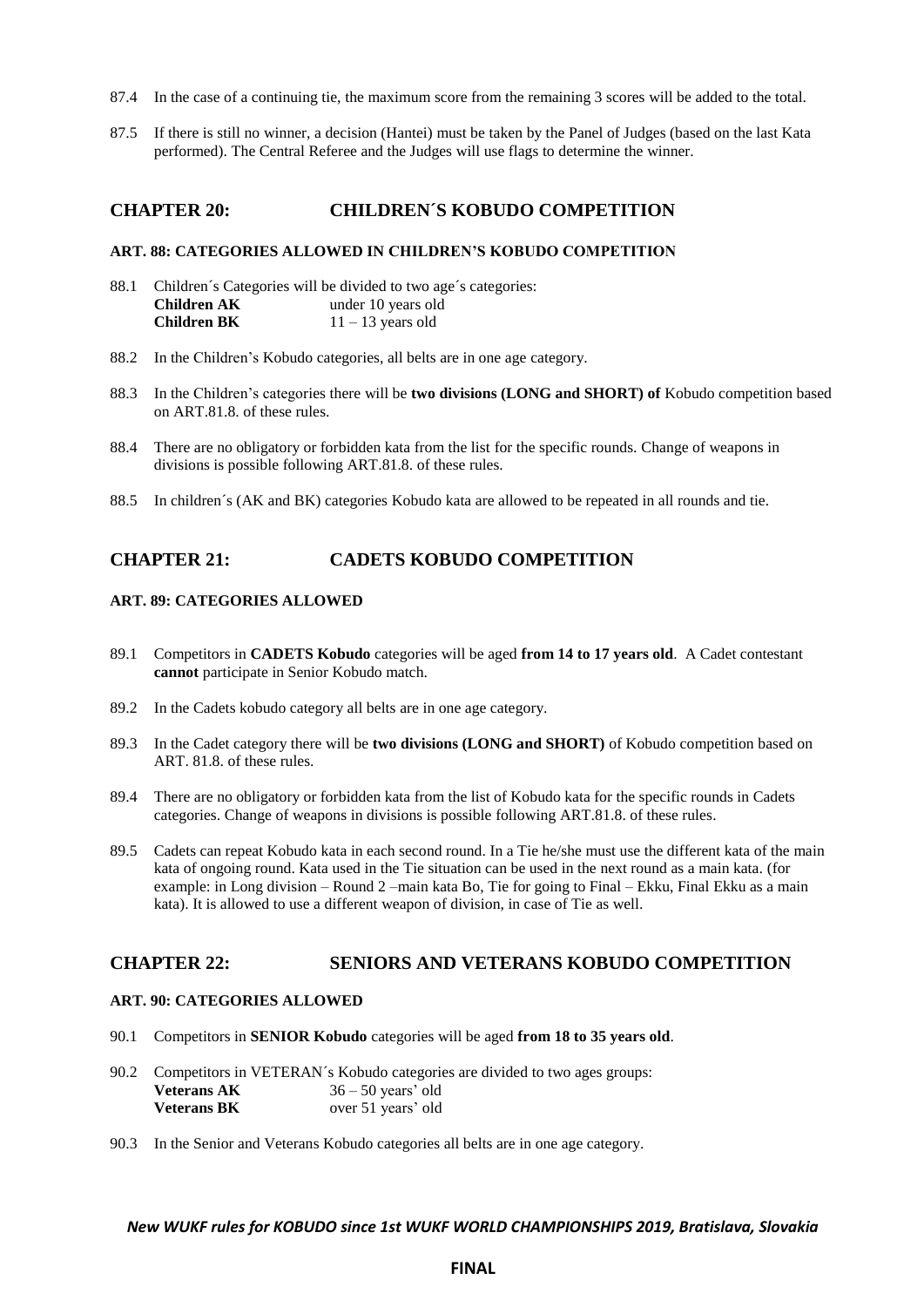87.4 In the case of a continuing tie, the maximum score from the remaining 3 scores will be added to the total.

87.5 If there is still no winner, a decision (Hantei) must be taken by the Panel of Judges (based on the last Kata performed). The Central Referee and the Judges will use flags to determine the winner.

## CHAPTER 20: CHILDREN´S KOBUDO COMPETITION

### ART. 88: CATEGORIES ALLOWED IN CHILDREN'S KOBUDO COMPETITION

88.1 Children´s Categories will be divided to two age´s categories:

| | |
|---|---|
| **Children AK** | under 10 years old |
| **Children BK** | 11 – 13 years old |

88.2 In the Children's Kobudo categories, all belts are in one age category.

88.3 In the Children's categories there will be **two divisions (LONG and SHORT) of** Kobudo competition based on ART.81.8. of these rules.

88.4 There are no obligatory or forbidden kata from the list for the specific rounds. Change of weapons in divisions is possible following ART.81.8. of these rules.

88.5 In children´s (AK and BK) categories Kobudo kata are allowed to be repeated in all rounds and tie.

## CHAPTER 21: CADETS KOBUDO COMPETITION

### ART. 89: CATEGORIES ALLOWED

89.1 Competitors in **CADETS Kobudo** categories will be aged **from 14 to 17 years old**. A Cadet contestant **cannot** participate in Senior Kobudo match.

89.2 In the Cadets kobudo category all belts are in one age category.

89.3 In the Cadet category there will be **two divisions (LONG and SHORT)** of Kobudo competition based on ART. 81.8. of these rules.

89.4 There are no obligatory or forbidden kata from the list of Kobudo kata for the specific rounds in Cadets categories. Change of weapons in divisions is possible following ART.81.8. of these rules.

89.5 Cadets can repeat Kobudo kata in each second round. In a Tie he/she must use the different kata of the main kata of ongoing round. Kata used in the Tie situation can be used in the next round as a main kata. (for example: in Long division – Round 2 –main kata Bo, Tie for going to Final – Ekku, Final Ekku as a main kata). It is allowed to use a different weapon of division, in case of Tie as well.

## CHAPTER 22: SENIORS AND VETERANS KOBUDO COMPETITION

### ART. 90: CATEGORIES ALLOWED

90.1 Competitors in **SENIOR Kobudo** categories will be aged **from 18 to 35 years old**.

90.2 Competitors in VETERAN´s Kobudo categories are divided to two ages groups:

| | |
|---|---|
| **Veterans AK** | 36 – 50 years' old |
| **Veterans BK** | over 51 years' old |

90.3 In the Senior and Veterans Kobudo categories all belts are in one age category.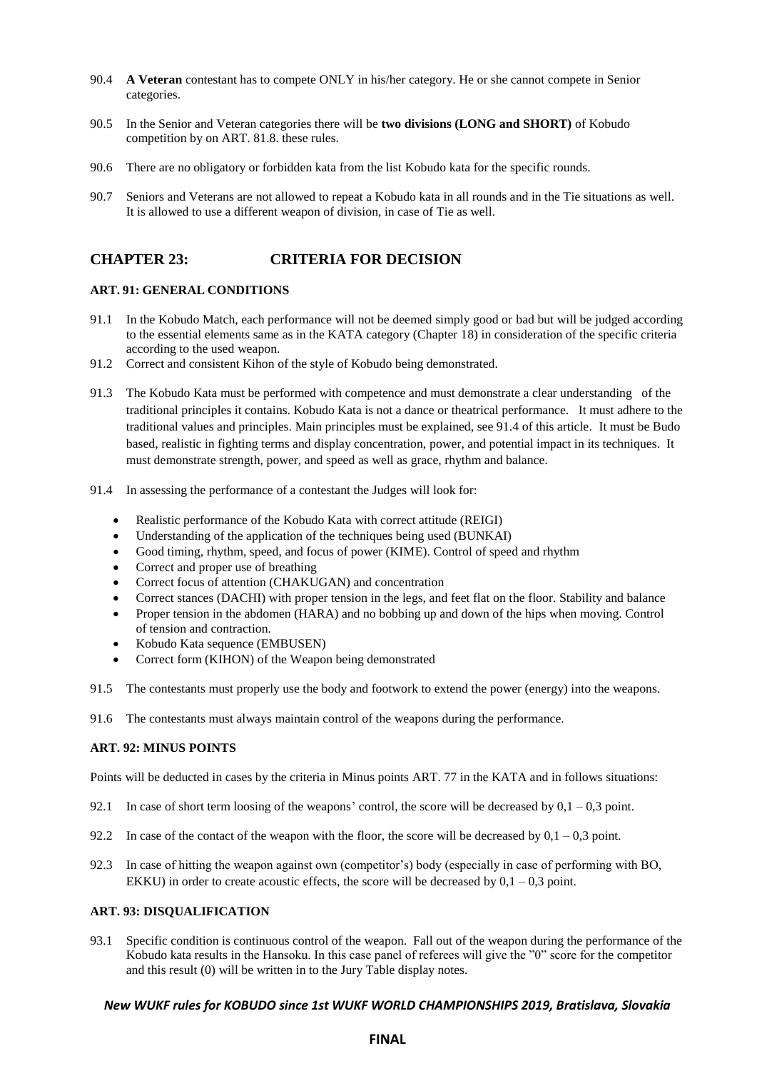90.4 **A Veteran** contestant has to compete ONLY in his/her category. He or she cannot compete in Senior categories.

90.5 In the Senior and Veteran categories there will be **two divisions (LONG and SHORT)** of Kobudo competition by on ART. 81.8. these rules.

90.6 There are no obligatory or forbidden kata from the list Kobudo kata for the specific rounds.

90.7 Seniors and Veterans are not allowed to repeat a Kobudo kata in all rounds and in the Tie situations as well. It is allowed to use a different weapon of division, in case of Tie as well.

## CHAPTER 23: CRITERIA FOR DECISION

### ART. 91: GENERAL CONDITIONS

91.1 In the Kobudo Match, each performance will not be deemed simply good or bad but will be judged according to the essential elements same as in the KATA category (Chapter 18) in consideration of the specific criteria according to the used weapon.

91.2 Correct and consistent Kihon of the style of Kobudo being demonstrated.

91.3 The Kobudo Kata must be performed with competence and must demonstrate a clear understanding of the traditional principles it contains. Kobudo Kata is not a dance or theatrical performance. It must adhere to the traditional values and principles. Main principles must be explained, see 91.4 of this article. It must be Budo based, realistic in fighting terms and display concentration, power, and potential impact in its techniques. It must demonstrate strength, power, and speed as well as grace, rhythm and balance.

91.4 In assessing the performance of a contestant the Judges will look for:

- Realistic performance of the Kobudo Kata with correct attitude (REIGI)
- Understanding of the application of the techniques being used (BUNKAI)
- Good timing, rhythm, speed, and focus of power (KIME). Control of speed and rhythm
- Correct and proper use of breathing
- Correct focus of attention (CHAKUGAN) and concentration
- Correct stances (DACHI) with proper tension in the legs, and feet flat on the floor. Stability and balance
- Proper tension in the abdomen (HARA) and no bobbing up and down of the hips when moving. Control of tension and contraction.
- Kobudo Kata sequence (EMBUSEN)
- Correct form (KIHON) of the Weapon being demonstrated

91.5 The contestants must properly use the body and footwork to extend the power (energy) into the weapons.

91.6 The contestants must always maintain control of the weapons during the performance.

### ART. 92: MINUS POINTS

Points will be deducted in cases by the criteria in Minus points ART. 77 in the KATA and in follows situations:

92.1 In case of short term loosing of the weapons' control, the score will be decreased by 0,1 – 0,3 point.

92.2 In case of the contact of the weapon with the floor, the score will be decreased by 0,1 – 0,3 point.

92.3 In case of hitting the weapon against own (competitor's) body (especially in case of performing with BO, EKKU) in order to create acoustic effects, the score will be decreased by 0,1 – 0,3 point.

### ART. 93: DISQUALIFICATION

93.1 Specific condition is continuous control of the weapon. Fall out of the weapon during the performance of the Kobudo kata results in the Hansoku. In this case panel of referees will give the "0" score for the competitor and this result (0) will be written in to the Jury Table display notes.

*New WUKF rules for KOBUDO since 1st WUKF WORLD CHAMPIONSHIPS 2019, Bratislava, Slovakia*

**FINAL**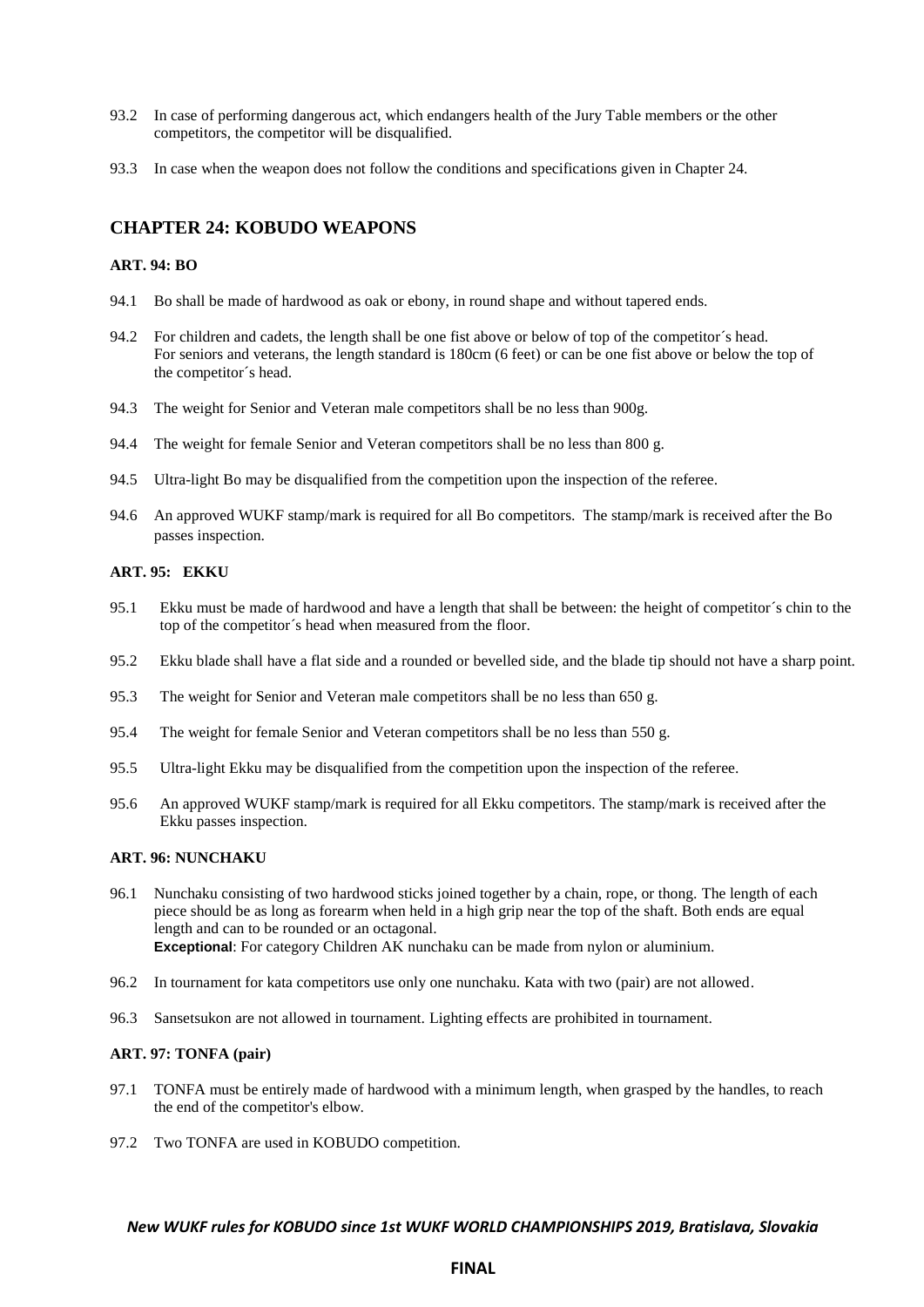93.2 In case of performing dangerous act, which endangers health of the Jury Table members or the other competitors, the competitor will be disqualified.

93.3 In case when the weapon does not follow the conditions and specifications given in Chapter 24.

## CHAPTER 24: KOBUDO WEAPONS

### ART. 94: BO

94.1 Bo shall be made of hardwood as oak or ebony, in round shape and without tapered ends.

94.2 For children and cadets, the length shall be one fist above or below of top of the competitor´s head. For seniors and veterans, the length standard is 180cm (6 feet) or can be one fist above or below the top of the competitor´s head.

94.3 The weight for Senior and Veteran male competitors shall be no less than 900g.

94.4 The weight for female Senior and Veteran competitors shall be no less than 800 g.

94.5 Ultra-light Bo may be disqualified from the competition upon the inspection of the referee.

94.6 An approved WUKF stamp/mark is required for all Bo competitors. The stamp/mark is received after the Bo passes inspection.

### ART. 95: EKKU

95.1 Ekku must be made of hardwood and have a length that shall be between: the height of competitor´s chin to the top of the competitor´s head when measured from the floor.

95.2 Ekku blade shall have a flat side and a rounded or bevelled side, and the blade tip should not have a sharp point.

95.3 The weight for Senior and Veteran male competitors shall be no less than 650 g.

95.4 The weight for female Senior and Veteran competitors shall be no less than 550 g.

95.5 Ultra-light Ekku may be disqualified from the competition upon the inspection of the referee.

95.6 An approved WUKF stamp/mark is required for all Ekku competitors. The stamp/mark is received after the Ekku passes inspection.

### ART. 96: NUNCHAKU

96.1 Nunchaku consisting of two hardwood sticks joined together by a chain, rope, or thong. The length of each piece should be as long as forearm when held in a high grip near the top of the shaft. Both ends are equal length and can to be rounded or an octagonal.
**Exceptional**: For category Children AK nunchaku can be made from nylon or aluminium.

96.2 In tournament for kata competitors use only one nunchaku. Kata with two (pair) are not allowed.

96.3 Sansetsukon are not allowed in tournament. Lighting effects are prohibited in tournament.

### ART. 97: TONFA (pair)

97.1 TONFA must be entirely made of hardwood with a minimum length, when grasped by the handles, to reach the end of the competitor's elbow.

97.2 Two TONFA are used in KOBUDO competition.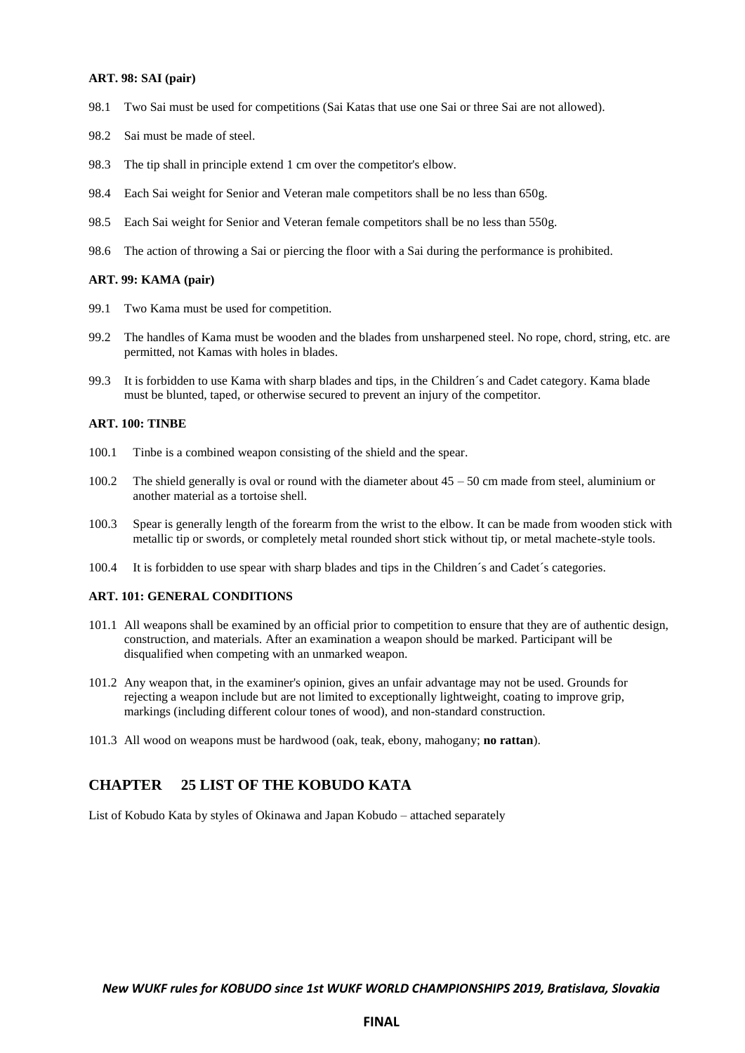**ART. 98: SAI (pair)**

98.1 Two Sai must be used for competitions (Sai Katas that use one Sai or three Sai are not allowed).

98.2 Sai must be made of steel.

98.3 The tip shall in principle extend 1 cm over the competitor's elbow.

98.4 Each Sai weight for Senior and Veteran male competitors shall be no less than 650g.

98.5 Each Sai weight for Senior and Veteran female competitors shall be no less than 550g.

98.6 The action of throwing a Sai or piercing the floor with a Sai during the performance is prohibited.

**ART. 99: KAMA (pair)**

99.1 Two Kama must be used for competition.

99.2 The handles of Kama must be wooden and the blades from unsharpened steel. No rope, chord, string, etc. are permitted, not Kamas with holes in blades.

99.3 It is forbidden to use Kama with sharp blades and tips, in the Children´s and Cadet category. Kama blade must be blunted, taped, or otherwise secured to prevent an injury of the competitor.

**ART. 100: TINBE**

100.1 Tinbe is a combined weapon consisting of the shield and the spear.

100.2 The shield generally is oval or round with the diameter about 45 – 50 cm made from steel, aluminium or another material as a tortoise shell.

100.3 Spear is generally length of the forearm from the wrist to the elbow. It can be made from wooden stick with metallic tip or swords, or completely metal rounded short stick without tip, or metal machete-style tools.

100.4 It is forbidden to use spear with sharp blades and tips in the Children´s and Cadet´s categories.

**ART. 101: GENERAL CONDITIONS**

101.1 All weapons shall be examined by an official prior to competition to ensure that they are of authentic design, construction, and materials. After an examination a weapon should be marked. Participant will be disqualified when competing with an unmarked weapon.

101.2 Any weapon that, in the examiner's opinion, gives an unfair advantage may not be used. Grounds for rejecting a weapon include but are not limited to exceptionally lightweight, coating to improve grip, markings (including different colour tones of wood), and non-standard construction.

101.3 All wood on weapons must be hardwood (oak, teak, ebony, mahogany; **no rattan**).

## CHAPTER 25 LIST OF THE KOBUDO KATA

List of Kobudo Kata by styles of Okinawa and Japan Kobudo – attached separately